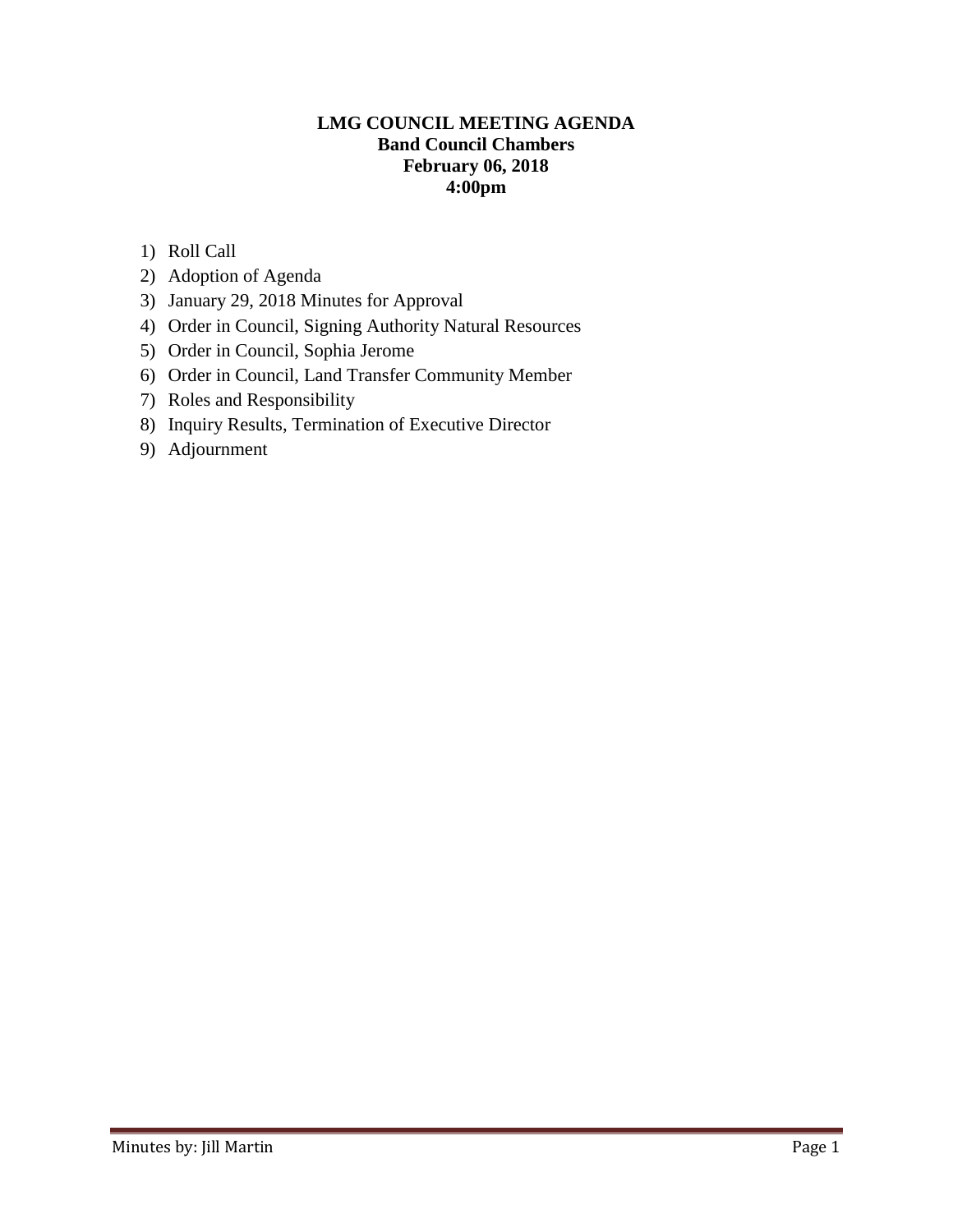# LMG COUNCIL MEETING AGENDA
**Band Council Chambers**
**February 06, 2018**
**4:00pm**

1) Roll Call
2) Adoption of Agenda
3) January 29, 2018 Minutes for Approval
4) Order in Council, Signing Authority Natural Resources
5) Order in Council, Sophia Jerome
6) Order in Council, Land Transfer Community Member
7) Roles and Responsibility
8) Inquiry Results, Termination of Executive Director
9) Adjournment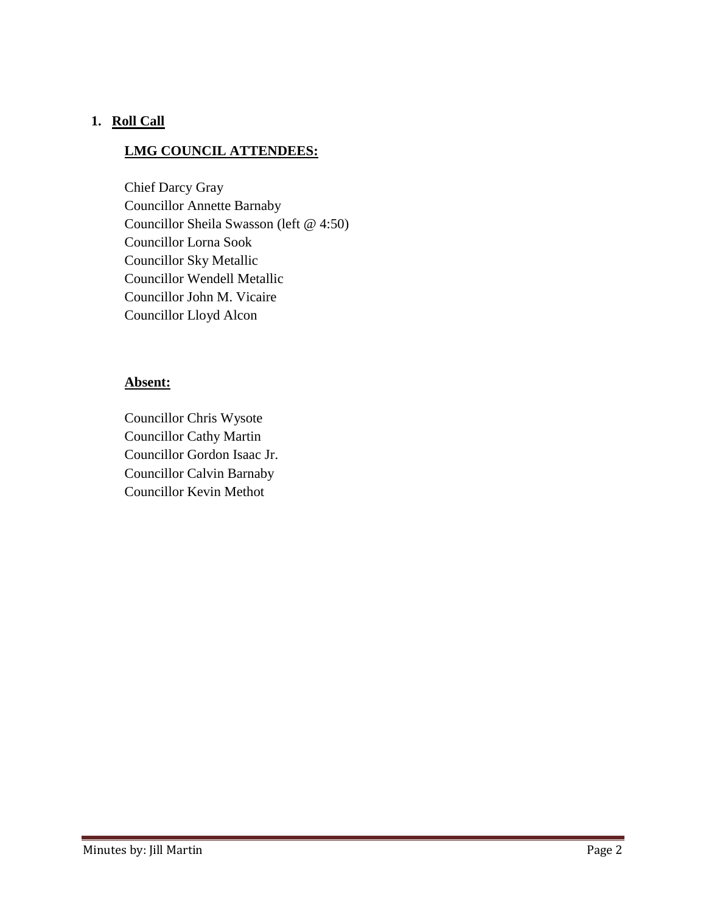## 1. Roll Call

### LMG COUNCIL ATTENDEES:

Chief Darcy Gray
Councillor Annette Barnaby
Councillor Sheila Swasson (left @ 4:50)
Councillor Lorna Sook
Councillor Sky Metallic
Councillor Wendell Metallic
Councillor John M. Vicaire
Councillor Lloyd Alcon

### Absent:

Councillor Chris Wysote
Councillor Cathy Martin
Councillor Gordon Isaac Jr.
Councillor Calvin Barnaby
Councillor Kevin Methot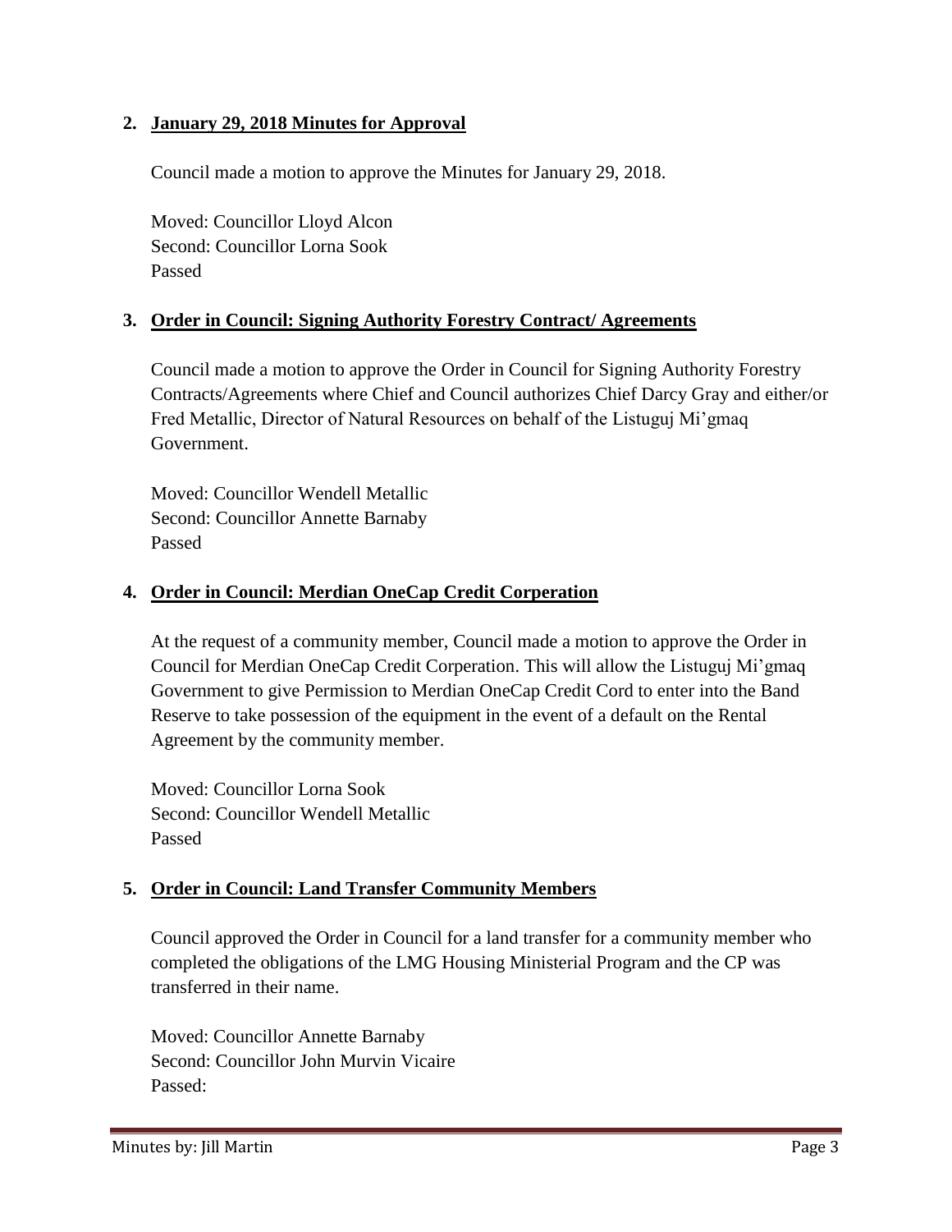2. **January 29, 2018 Minutes for Approval**

   Council made a motion to approve the Minutes for January 29, 2018.

   Moved: Councillor Lloyd Alcon
   Second: Councillor Lorna Sook
   Passed

3. **Order in Council: Signing Authority Forestry Contract/ Agreements**

   Council made a motion to approve the Order in Council for Signing Authority Forestry Contracts/Agreements where Chief and Council authorizes Chief Darcy Gray and either/or Fred Metallic, Director of Natural Resources on behalf of the Listuguj Mi'gmaq Government.

   Moved: Councillor Wendell Metallic
   Second: Councillor Annette Barnaby
   Passed

4. **Order in Council: Merdian OneCap Credit Corperation**

   At the request of a community member, Council made a motion to approve the Order in Council for Merdian OneCap Credit Corperation. This will allow the Listuguj Mi'gmaq Government to give Permission to Merdian OneCap Credit Cord to enter into the Band Reserve to take possession of the equipment in the event of a default on the Rental Agreement by the community member.

   Moved: Councillor Lorna Sook
   Second: Councillor Wendell Metallic
   Passed

5. **Order in Council: Land Transfer Community Members**

   Council approved the Order in Council for a land transfer for a community member who completed the obligations of the LMG Housing Ministerial Program and the CP was transferred in their name.

   Moved: Councillor Annette Barnaby
   Second: Councillor John Murvin Vicaire
   Passed:

Minutes by: Jill Martin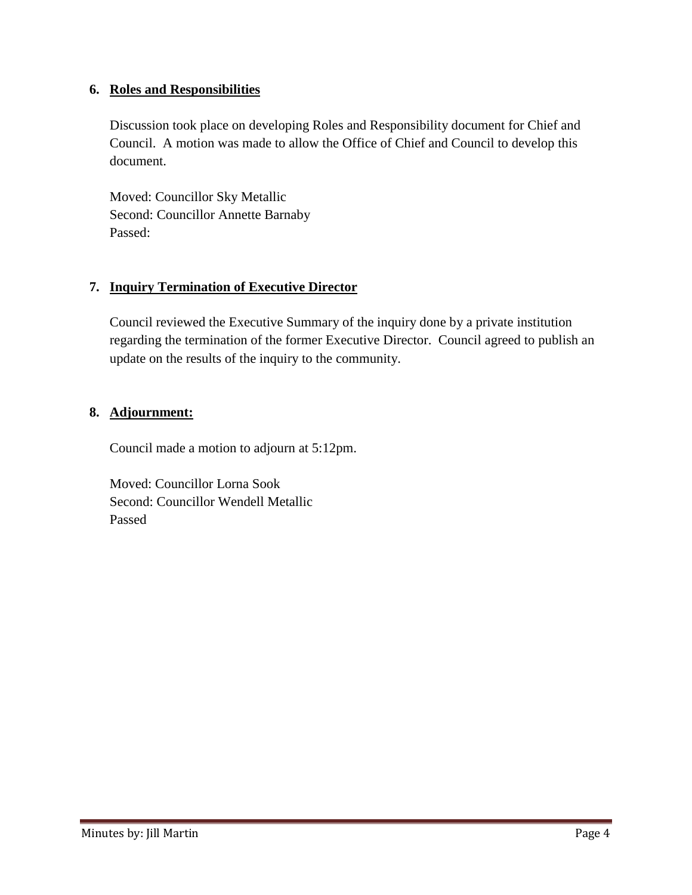### 6. Roles and Responsibilities

Discussion took place on developing Roles and Responsibility document for Chief and Council. A motion was made to allow the Office of Chief and Council to develop this document.

Moved: Councillor Sky Metallic
Second: Councillor Annette Barnaby
Passed:

### 7. Inquiry Termination of Executive Director

Council reviewed the Executive Summary of the inquiry done by a private institution regarding the termination of the former Executive Director. Council agreed to publish an update on the results of the inquiry to the community.

### 8. Adjournment:

Council made a motion to adjourn at 5:12pm.

Moved: Councillor Lorna Sook
Second: Councillor Wendell Metallic
Passed